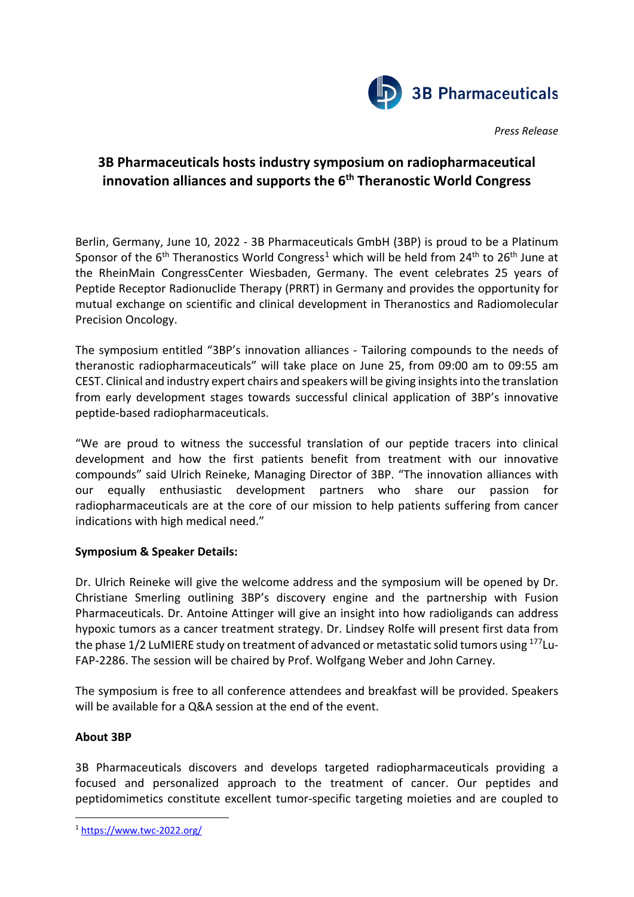3B Pharmaceuticals

*Press Release*

# 3B Pharmaceuticals hosts industry symposium on radiopharmaceutical innovation alliances and supports the 6th Theranostic World Congress

Berlin, Germany, June 10, 2022 - 3B Pharmaceuticals GmbH (3BP) is proud to be a Platinum Sponsor of the 6th Theranostics World Congress[1] which will be held from 24th to 26th June at the RheinMain CongressCenter Wiesbaden, Germany. The event celebrates 25 years of Peptide Receptor Radionuclide Therapy (PRRT) in Germany and provides the opportunity for mutual exchange on scientific and clinical development in Theranostics and Radiomolecular Precision Oncology.

The symposium entitled "3BP's innovation alliances - Tailoring compounds to the needs of theranostic radiopharmaceuticals" will take place on June 25, from 09:00 am to 09:55 am CEST. Clinical and industry expert chairs and speakers will be giving insights into the translation from early development stages towards successful clinical application of 3BP's innovative peptide-based radiopharmaceuticals.

"We are proud to witness the successful translation of our peptide tracers into clinical development and how the first patients benefit from treatment with our innovative compounds" said Ulrich Reineke, Managing Director of 3BP. "The innovation alliances with our equally enthusiastic development partners who share our passion for radiopharmaceuticals are at the core of our mission to help patients suffering from cancer indications with high medical need."

**Symposium & Speaker Details:**

Dr. Ulrich Reineke will give the welcome address and the symposium will be opened by Dr. Christiane Smerling outlining 3BP's discovery engine and the partnership with Fusion Pharmaceuticals. Dr. Antoine Attinger will give an insight into how radioligands can address hypoxic tumors as a cancer treatment strategy. Dr. Lindsey Rolfe will present first data from the phase 1/2 LuMIERE study on treatment of advanced or metastatic solid tumors using $^{177}$Lu-FAP-2286. The session will be chaired by Prof. Wolfgang Weber and John Carney.

The symposium is free to all conference attendees and breakfast will be provided. Speakers will be available for a Q&A session at the end of the event.

**About 3BP**

3B Pharmaceuticals discovers and develops targeted radiopharmaceuticals providing a focused and personalized approach to the treatment of cancer. Our peptides and peptidomimetics constitute excellent tumor-specific targeting moieties and are coupled to

[1] https://www.twc-2022.org/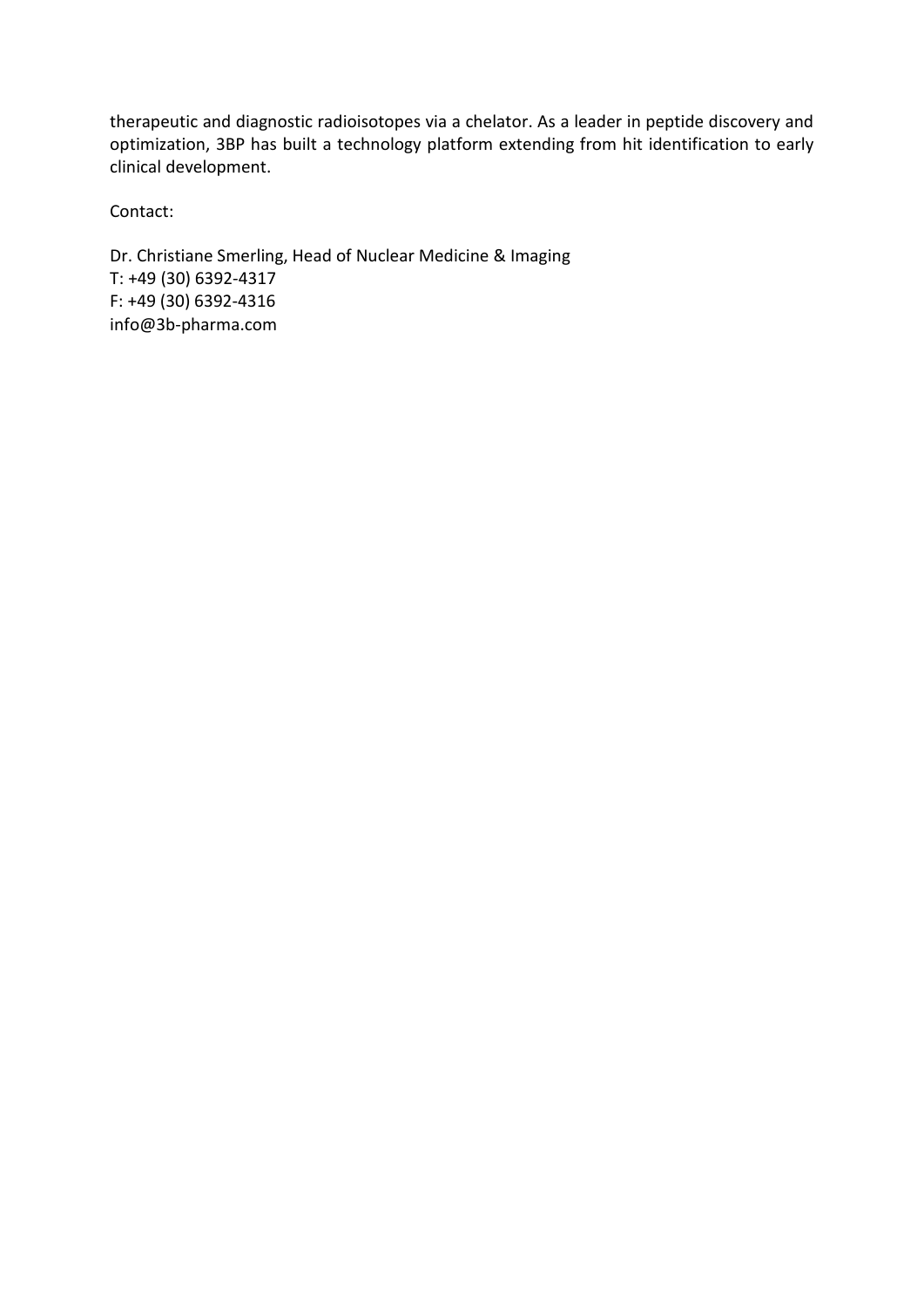therapeutic and diagnostic radioisotopes via a chelator. As a leader in peptide discovery and optimization, 3BP has built a technology platform extending from hit identification to early clinical development.

Contact:

Dr. Christiane Smerling, Head of Nuclear Medicine & Imaging  
T: +49 (30) 6392-4317  
F: +49 (30) 6392-4316  
info@3b-pharma.com